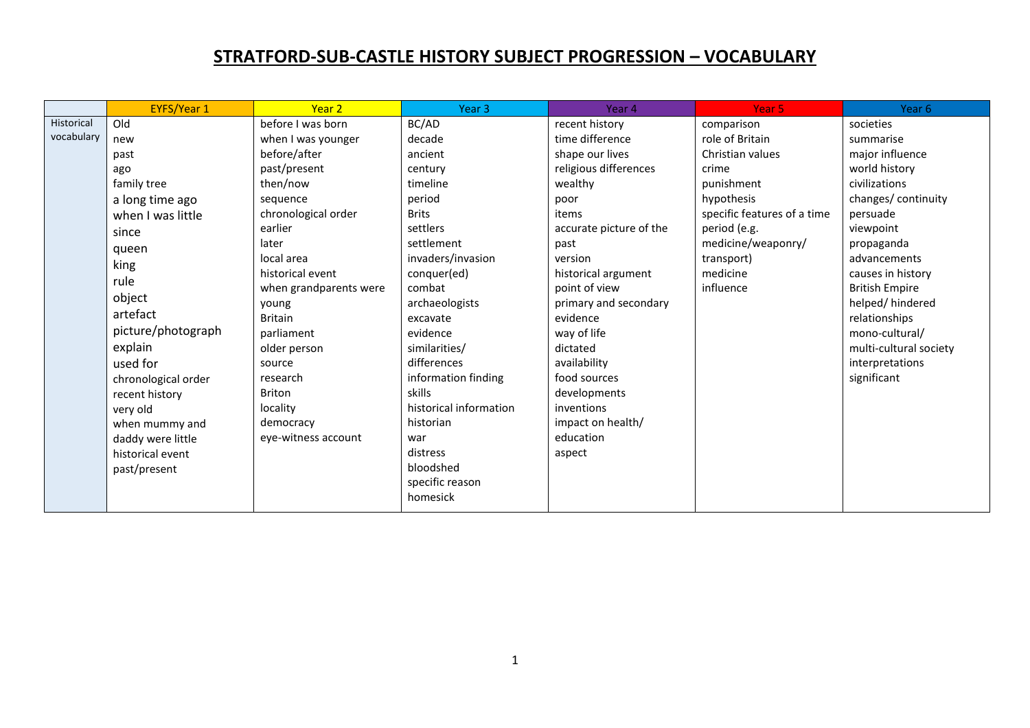# STRATFORD-SUB-CASTLE HISTORY SUBJECT PROGRESSION – VOCABULARY

| | EYFS/Year 1 | Year 2 | Year 3 | Year 4 | Year 5 | Year 6 |
|---|---|---|---|---|---|---|
| Historical vocabulary | Old<br>new<br>past<br>ago<br>family tree<br>a long time ago<br>when I was little<br>since<br>queen<br>king<br>rule<br>object<br>artefact<br>picture/photograph<br>explain<br>used for<br>chronological order<br>recent history<br>very old<br>when mummy and daddy were little<br>historical event<br>past/present | before I was born<br>when I was younger<br>before/after<br>past/present<br>then/now<br>sequence<br>chronological order<br>earlier<br>later<br>local area<br>historical event<br>when grandparents were young<br>Britain<br>parliament<br>older person<br>source<br>research<br>Briton<br>locality<br>democracy<br>eye-witness account | BC/AD<br>decade<br>ancient<br>century<br>timeline<br>period<br>Brits<br>settlers<br>settlement<br>invaders/invasion<br>conquer(ed)<br>combat<br>archaeologists<br>excavate<br>evidence<br>similarities/ differences<br>information finding skills<br>historical information<br>historian<br>war<br>distress<br>bloodshed<br>specific reason<br>homesick | recent history<br>time difference<br>shape our lives<br>religious differences<br>wealthy<br>poor<br>items<br>accurate picture of the past<br>version<br>historical argument<br>point of view<br>primary and secondary evidence<br>way of life<br>dictated<br>availability<br>food sources<br>developments<br>inventions<br>impact on health/ education<br>aspect | comparison<br>role of Britain<br>Christian values<br>crime<br>punishment<br>hypothesis<br>specific features of a time period (e.g. medicine/weaponry/ transport)<br>medicine<br>influence | societies<br>summarise<br>major influence<br>world history<br>civilizations<br>changes/ continuity<br>persuade<br>viewpoint<br>propaganda<br>advancements<br>causes in history<br>British Empire<br>helped/ hindered<br>relationships<br>mono-cultural/ multi-cultural society<br>interpretations<br>significant |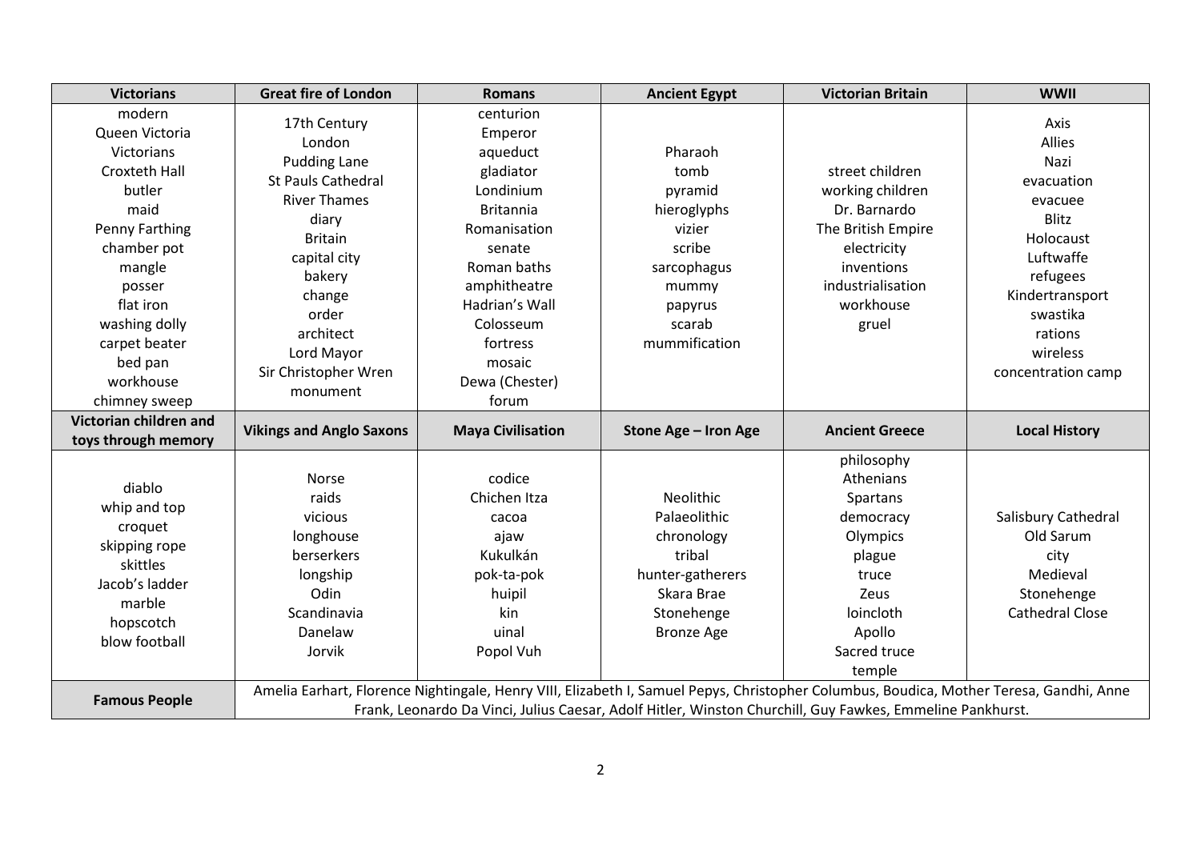| Victorians | Great fire of London | Romans | Ancient Egypt | Victorian Britain | WWII |
|---|---|---|---|---|---|
| modern<br>Queen Victoria<br>Victorians<br>Croxteth Hall<br>butler<br>maid<br>Penny Farthing<br>chamber pot<br>mangle<br>posser<br>flat iron<br>washing dolly<br>carpet beater<br>bed pan<br>workhouse<br>chimney sweep | 17th Century<br>London<br>Pudding Lane<br>St Pauls Cathedral<br>River Thames<br>diary<br>Britain<br>capital city<br>bakery<br>change<br>order<br>architect<br>Lord Mayor<br>Sir Christopher Wren<br>monument | centurion<br>Emperor<br>aqueduct<br>gladiator<br>Londinium<br>Britannia<br>Romanisation<br>senate<br>Roman baths<br>amphitheatre<br>Hadrian's Wall<br>Colosseum<br>fortress<br>mosaic<br>Dewa (Chester)<br>forum | Pharaoh<br>tomb<br>pyramid<br>hieroglyphs<br>vizier<br>scribe<br>sarcophagus<br>mummy<br>papyrus<br>scarab<br>mummification | street children<br>working children<br>Dr. Barnardo<br>The British Empire<br>electricity<br>inventions<br>industrialisation<br>workhouse<br>gruel | Axis<br>Allies<br>Nazi<br>evacuation<br>evacuee<br>Blitz<br>Holocaust<br>Luftwaffe<br>refugees<br>Kindertransport<br>swastika<br>rations<br>wireless<br>concentration camp |
| **Victorian children and toys through memory** | **Vikings and Anglo Saxons** | **Maya Civilisation** | **Stone Age – Iron Age** | **Ancient Greece** | **Local History** |
| diablo<br>whip and top<br>croquet<br>skipping rope<br>skittles<br>Jacob's ladder<br>marble<br>hopscotch<br>blow football | Norse<br>raids<br>vicious<br>longhouse<br>berserkers<br>longship<br>Odin<br>Scandinavia<br>Danelaw<br>Jorvik | codice<br>Chichen Itza<br>cacoa<br>ajaw<br>Kukulkán<br>pok-ta-pok<br>huipil<br>kin<br>uinal<br>Popol Vuh | Neolithic<br>Palaeolithic<br>chronology<br>tribal<br>hunter-gatherers<br>Skara Brae<br>Stonehenge<br>Bronze Age | philosophy<br>Athenians<br>Spartans<br>democracy<br>Olympics<br>plague<br>truce<br>Zeus<br>loincloth<br>Apollo<br>Sacred truce<br>temple | Salisbury Cathedral<br>Old Sarum<br>city<br>Medieval<br>Stonehenge<br>Cathedral Close |
| **Famous People** | Amelia Earhart, Florence Nightingale, Henry VIII, Elizabeth I, Samuel Pepys, Christopher Columbus, Boudica, Mother Teresa, Gandhi, Anne Frank, Leonardo Da Vinci, Julius Caesar, Adolf Hitler, Winston Churchill, Guy Fawkes, Emmeline Pankhurst. | | | | |